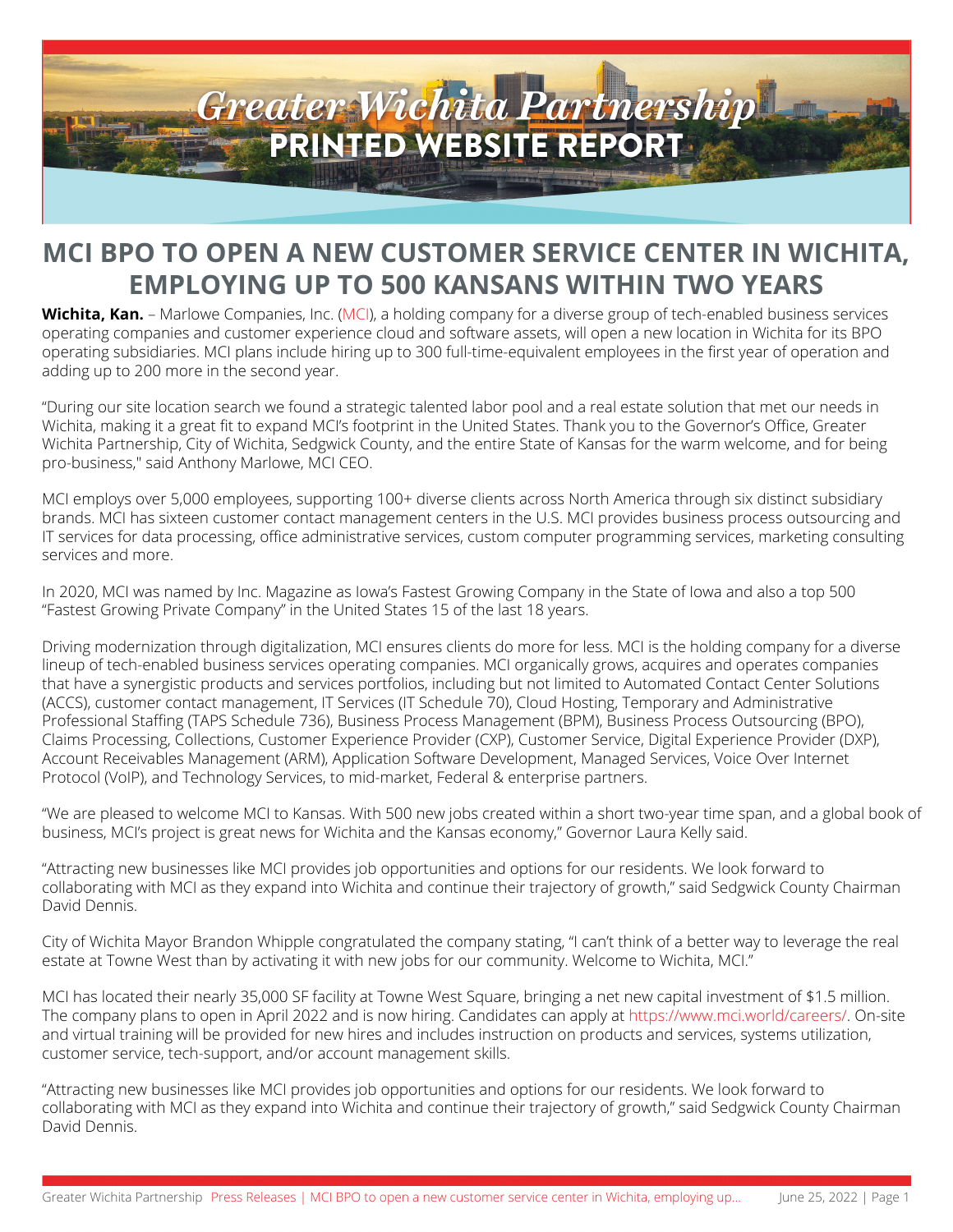# MCI BPO TO OPEN A NEW CUSTOMER SERVICE CENTER IN WICHITA, EMPLOYING UP TO 500 KANSANS WITHIN TWO YEARS

**Wichita, Kan.** – Marlowe Companies, Inc. (MCI), a holding company for a diverse group of tech-enabled business services operating companies and customer experience cloud and software assets, will open a new location in Wichita for its BPO operating subsidiaries. MCI plans include hiring up to 300 full-time-equivalent employees in the first year of operation and adding up to 200 more in the second year.

"During our site location search we found a strategic talented labor pool and a real estate solution that met our needs in Wichita, making it a great fit to expand MCI's footprint in the United States. Thank you to the Governor's Office, Greater Wichita Partnership, City of Wichita, Sedgwick County, and the entire State of Kansas for the warm welcome, and for being pro-business," said Anthony Marlowe, MCI CEO.

MCI employs over 5,000 employees, supporting 100+ diverse clients across North America through six distinct subsidiary brands. MCI has sixteen customer contact management centers in the U.S. MCI provides business process outsourcing and IT services for data processing, office administrative services, custom computer programming services, marketing consulting services and more.

In 2020, MCI was named by Inc. Magazine as Iowa's Fastest Growing Company in the State of Iowa and also a top 500 "Fastest Growing Private Company" in the United States 15 of the last 18 years.

Driving modernization through digitalization, MCI ensures clients do more for less. MCI is the holding company for a diverse lineup of tech-enabled business services operating companies. MCI organically grows, acquires and operates companies that have a synergistic products and services portfolios, including but not limited to Automated Contact Center Solutions (ACCS), customer contact management, IT Services (IT Schedule 70), Cloud Hosting, Temporary and Administrative Professional Staffing (TAPS Schedule 736), Business Process Management (BPM), Business Process Outsourcing (BPO), Claims Processing, Collections, Customer Experience Provider (CXP), Customer Service, Digital Experience Provider (DXP), Account Receivables Management (ARM), Application Software Development, Managed Services, Voice Over Internet Protocol (VoIP), and Technology Services, to mid-market, Federal & enterprise partners.

"We are pleased to welcome MCI to Kansas. With 500 new jobs created within a short two-year time span, and a global book of business, MCI's project is great news for Wichita and the Kansas economy," Governor Laura Kelly said.

"Attracting new businesses like MCI provides job opportunities and options for our residents. We look forward to collaborating with MCI as they expand into Wichita and continue their trajectory of growth," said Sedgwick County Chairman David Dennis.

City of Wichita Mayor Brandon Whipple congratulated the company stating, "I can't think of a better way to leverage the real estate at Towne West than by activating it with new jobs for our community. Welcome to Wichita, MCI."

MCI has located their nearly 35,000 SF facility at Towne West Square, bringing a net new capital investment of $1.5 million. The company plans to open in April 2022 and is now hiring. Candidates can apply at https://www.mci.world/careers/. On-site and virtual training will be provided for new hires and includes instruction on products and services, systems utilization, customer service, tech-support, and/or account management skills.

"Attracting new businesses like MCI provides job opportunities and options for our residents. We look forward to collaborating with MCI as they expand into Wichita and continue their trajectory of growth," said Sedgwick County Chairman David Dennis.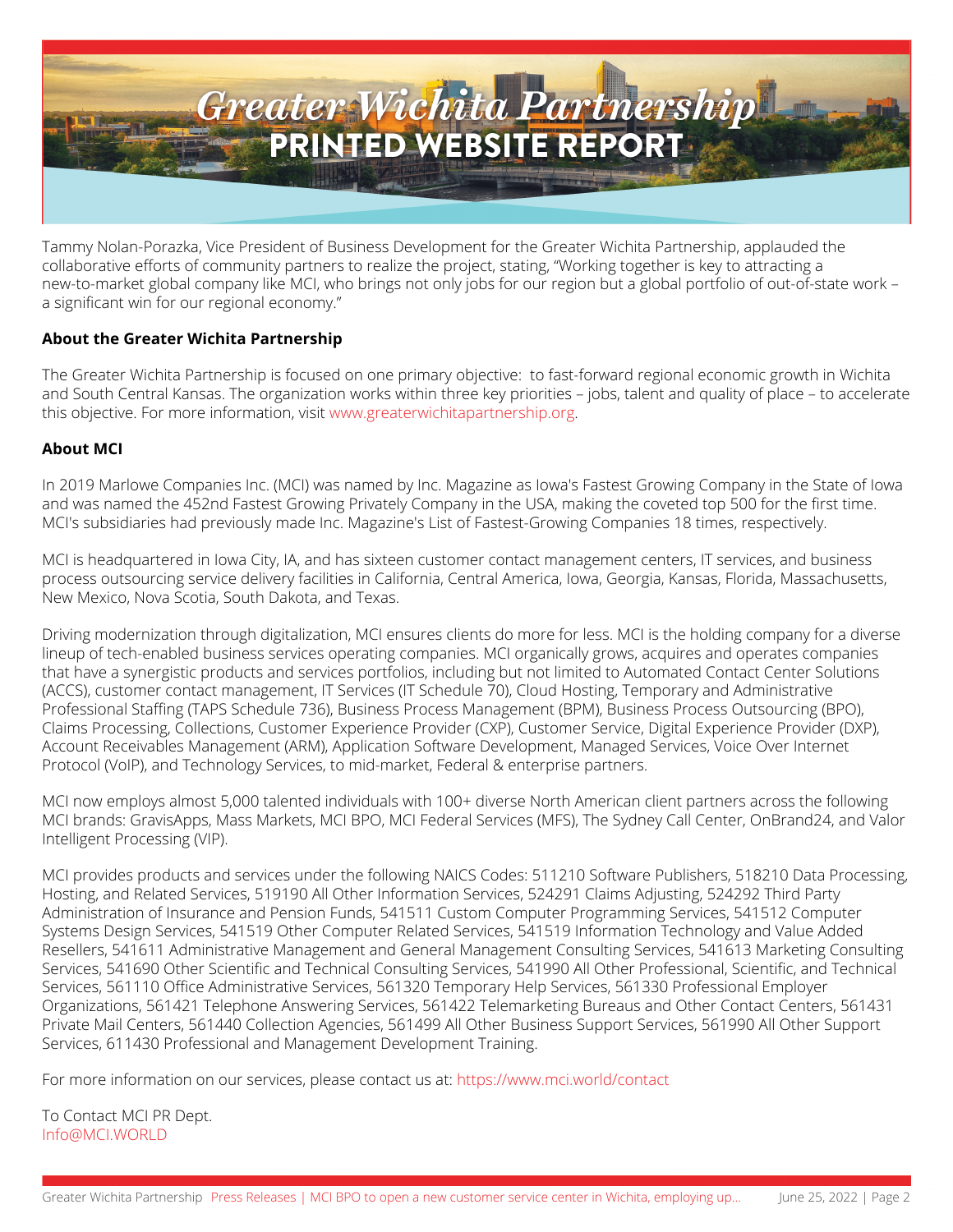Tammy Nolan-Porazka, Vice President of Business Development for the Greater Wichita Partnership, applauded the collaborative efforts of community partners to realize the project, stating, "Working together is key to attracting a new-to-market global company like MCI, who brings not only jobs for our region but a global portfolio of out-of-state work – a significant win for our regional economy."

**About the Greater Wichita Partnership**

The Greater Wichita Partnership is focused on one primary objective: to fast-forward regional economic growth in Wichita and South Central Kansas. The organization works within three key priorities – jobs, talent and quality of place – to accelerate this objective. For more information, visit www.greaterwichitapartnership.org.

**About MCI**

In 2019 Marlowe Companies Inc. (MCI) was named by Inc. Magazine as Iowa's Fastest Growing Company in the State of Iowa and was named the 452nd Fastest Growing Privately Company in the USA, making the coveted top 500 for the first time. MCI's subsidiaries had previously made Inc. Magazine's List of Fastest-Growing Companies 18 times, respectively.

MCI is headquartered in Iowa City, IA, and has sixteen customer contact management centers, IT services, and business process outsourcing service delivery facilities in California, Central America, Iowa, Georgia, Kansas, Florida, Massachusetts, New Mexico, Nova Scotia, South Dakota, and Texas.

Driving modernization through digitalization, MCI ensures clients do more for less. MCI is the holding company for a diverse lineup of tech-enabled business services operating companies. MCI organically grows, acquires and operates companies that have a synergistic products and services portfolios, including but not limited to Automated Contact Center Solutions (ACCS), customer contact management, IT Services (IT Schedule 70), Cloud Hosting, Temporary and Administrative Professional Staffing (TAPS Schedule 736), Business Process Management (BPM), Business Process Outsourcing (BPO), Claims Processing, Collections, Customer Experience Provider (CXP), Customer Service, Digital Experience Provider (DXP), Account Receivables Management (ARM), Application Software Development, Managed Services, Voice Over Internet Protocol (VoIP), and Technology Services, to mid-market, Federal & enterprise partners.

MCI now employs almost 5,000 talented individuals with 100+ diverse North American client partners across the following MCI brands: GravisApps, Mass Markets, MCI BPO, MCI Federal Services (MFS), The Sydney Call Center, OnBrand24, and Valor Intelligent Processing (VIP).

MCI provides products and services under the following NAICS Codes: 511210 Software Publishers, 518210 Data Processing, Hosting, and Related Services, 519190 All Other Information Services, 524291 Claims Adjusting, 524292 Third Party Administration of Insurance and Pension Funds, 541511 Custom Computer Programming Services, 541512 Computer Systems Design Services, 541519 Other Computer Related Services, 541519 Information Technology and Value Added Resellers, 541611 Administrative Management and General Management Consulting Services, 541613 Marketing Consulting Services, 541690 Other Scientific and Technical Consulting Services, 541990 All Other Professional, Scientific, and Technical Services, 561110 Office Administrative Services, 561320 Temporary Help Services, 561330 Professional Employer Organizations, 561421 Telephone Answering Services, 561422 Telemarketing Bureaus and Other Contact Centers, 561431 Private Mail Centers, 561440 Collection Agencies, 561499 All Other Business Support Services, 561990 All Other Support Services, 611430 Professional and Management Development Training.

For more information on our services, please contact us at: https://www.mci.world/contact

To Contact MCI PR Dept.
Info@MCI.WORLD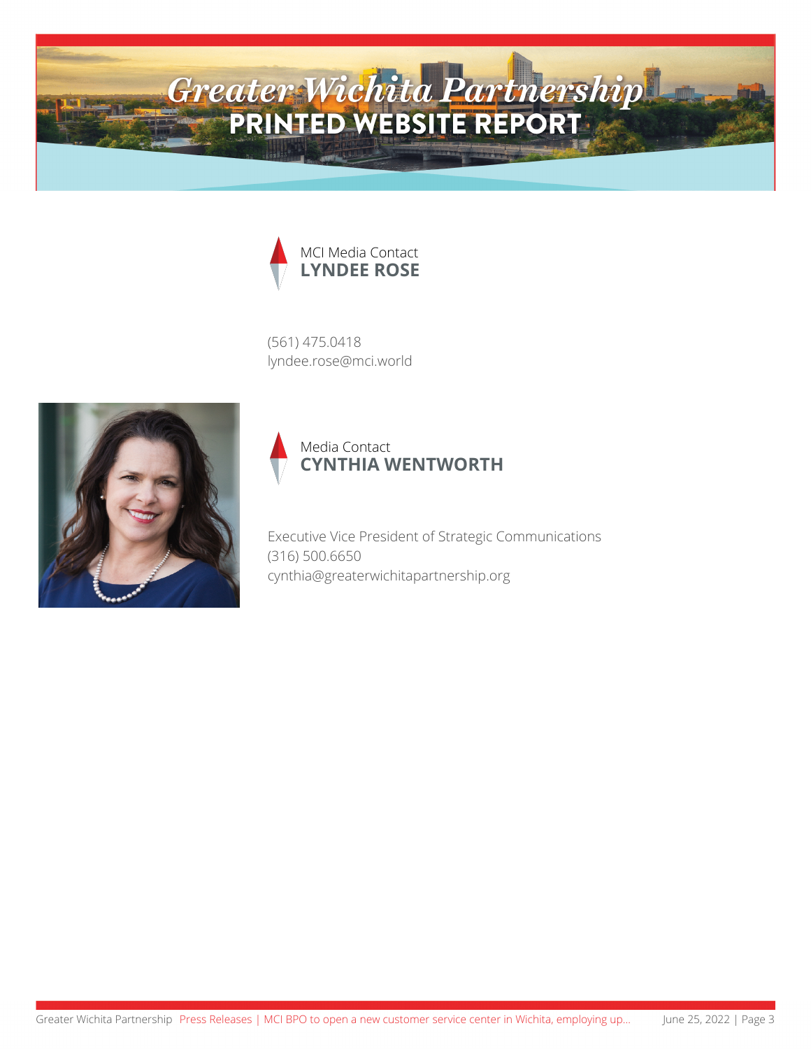MCI Media Contact
**LYNDEE ROSE**

(561) 475.0418
lyndee.rose@mci.world

Media Contact
**CYNTHIA WENTWORTH**

Executive Vice President of Strategic Communications
(316) 500.6650
cynthia@greaterwichitapartnership.org